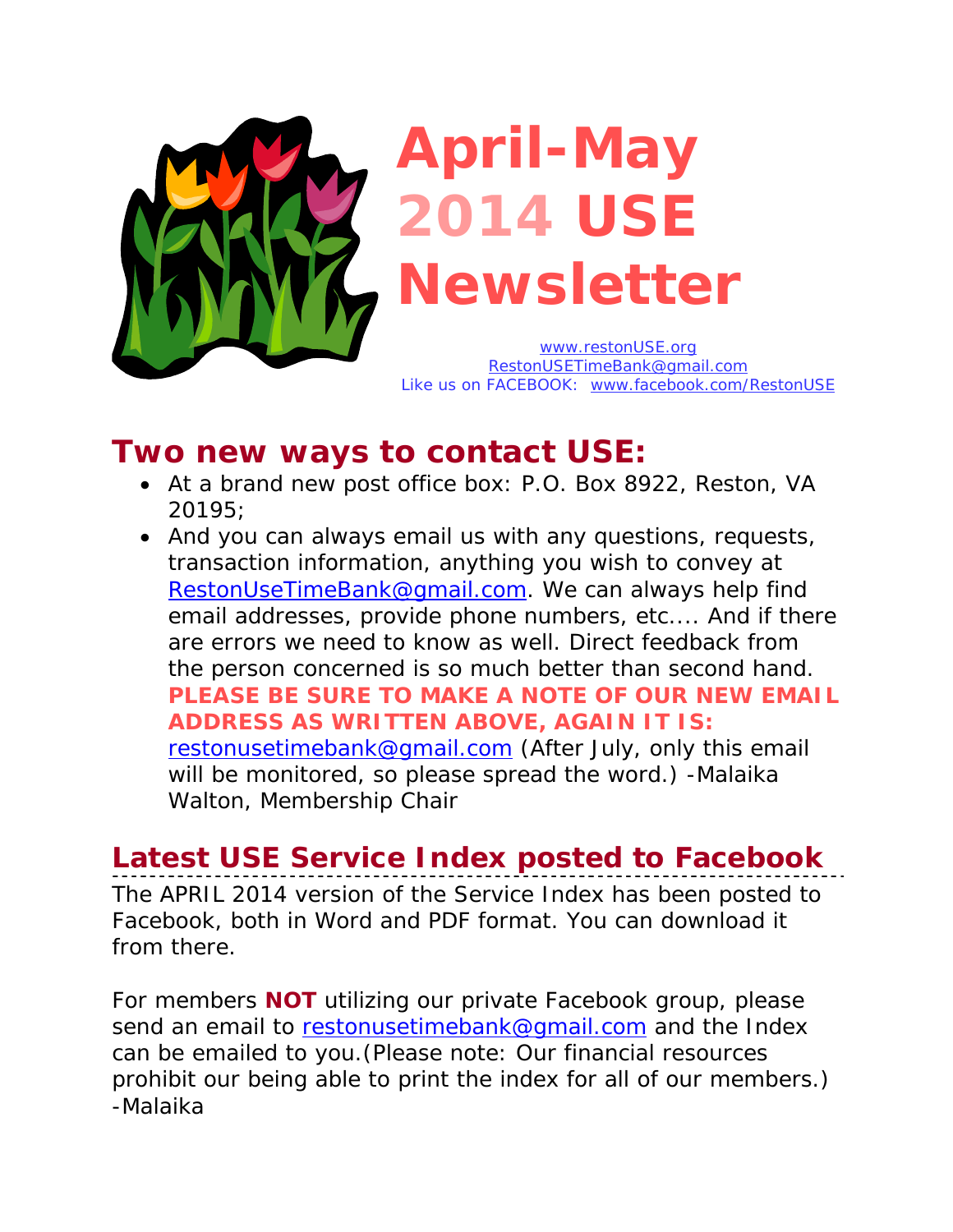# April-May 2014 USE Newsletter

www.restonUSE.org
RestonUSETimeBank@gmail.com
Like us on FACEBOOK: www.facebook.com/RestonUSE

## Two new ways to contact USE:

- At a brand new post office box: P.O. Box 8922, Reston, VA 20195;
- And you can always email us with any questions, requests, transaction information, anything you wish to convey at RestonUseTimeBank@gmail.com. We can always help find email addresses, provide phone numbers, etc.... And if there are errors we need to know as well. Direct feedback from the person concerned is so much better than second hand. **PLEASE BE SURE TO MAKE A NOTE OF OUR NEW EMAIL ADDRESS AS WRITTEN ABOVE, AGAIN IT IS:** restonusetimebank@gmail.com (After July, only this email will be monitored, so please spread the word.) -Malaika Walton, Membership Chair

## Latest USE Service Index posted to Facebook

The APRIL 2014 version of the Service Index has been posted to Facebook, both in Word and PDF format. You can download it from there.

For members **NOT** utilizing our private Facebook group, please send an email to restonusetimebank@gmail.com and the Index can be emailed to you.(Please note: Our financial resources prohibit our being able to print the index for all of our members.) -Malaika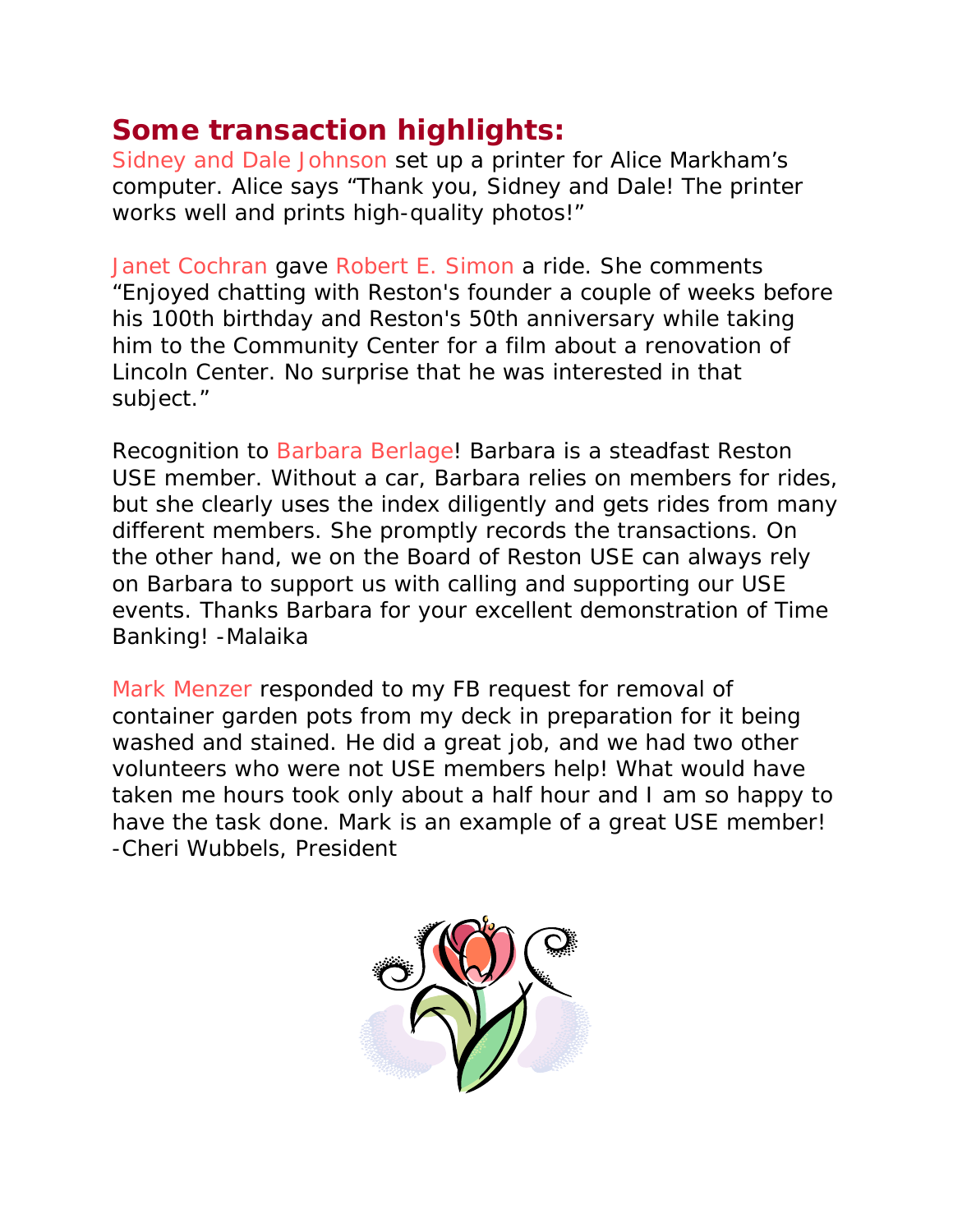## Some transaction highlights:

Sidney and Dale Johnson set up a printer for Alice Markham's computer. Alice says "Thank you, Sidney and Dale! The printer works well and prints high-quality photos!"

Janet Cochran gave Robert E. Simon a ride. She comments "Enjoyed chatting with Reston's founder a couple of weeks before his 100th birthday and Reston's 50th anniversary while taking him to the Community Center for a film about a renovation of Lincoln Center. No surprise that he was interested in that subject."

Recognition to Barbara Berlage! Barbara is a steadfast Reston USE member. Without a car, Barbara relies on members for rides, but she clearly uses the index diligently and gets rides from many different members. She promptly records the transactions. On the other hand, we on the Board of Reston USE can always rely on Barbara to support us with calling and supporting our USE events. Thanks Barbara for your excellent demonstration of Time Banking! -Malaika

Mark Menzer responded to my FB request for removal of container garden pots from my deck in preparation for it being washed and stained. He did a great job, and we had two other volunteers who were not USE members help! What would have taken me hours took only about a half hour and I am so happy to have the task done. Mark is an example of a great USE member! -Cheri Wubbels, President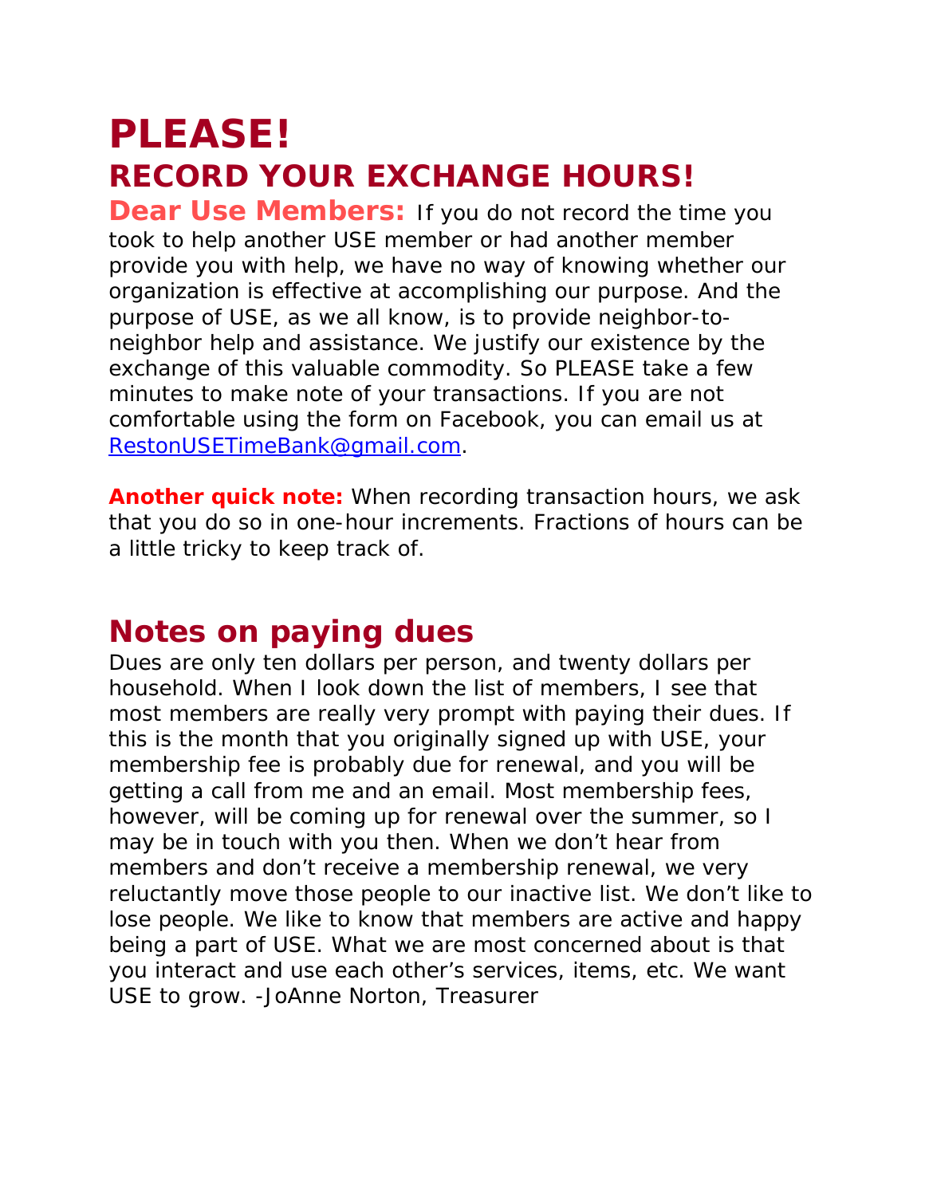# PLEASE!

## RECORD YOUR EXCHANGE HOURS!

**Dear Use Members:** If you do not record the time you took to help another USE member or had another member provide you with help, we have no way of knowing whether our organization is effective at accomplishing our purpose. And the purpose of USE, as we all know, is to provide neighbor-to-neighbor help and assistance. We justify our existence by the exchange of this valuable commodity. So PLEASE take a few minutes to make note of your transactions. If you are not comfortable using the form on Facebook, you can email us at RestonUSETimeBank@gmail.com.

**Another quick note:** When recording transaction hours, we ask that you do so in one-hour increments. Fractions of hours can be a little tricky to keep track of.

## Notes on paying dues

Dues are only ten dollars per person, and twenty dollars per household. When I look down the list of members, I see that most members are really very prompt with paying their dues. If this is the month that you originally signed up with USE, your membership fee is probably due for renewal, and you will be getting a call from me and an email. Most membership fees, however, will be coming up for renewal over the summer, so I may be in touch with you then. When we don't hear from members and don't receive a membership renewal, we very reluctantly move those people to our inactive list. We don't like to lose people. We like to know that members are active and happy being a part of USE. What we are most concerned about is that you interact and use each other's services, items, etc. We want USE to grow. -JoAnne Norton, Treasurer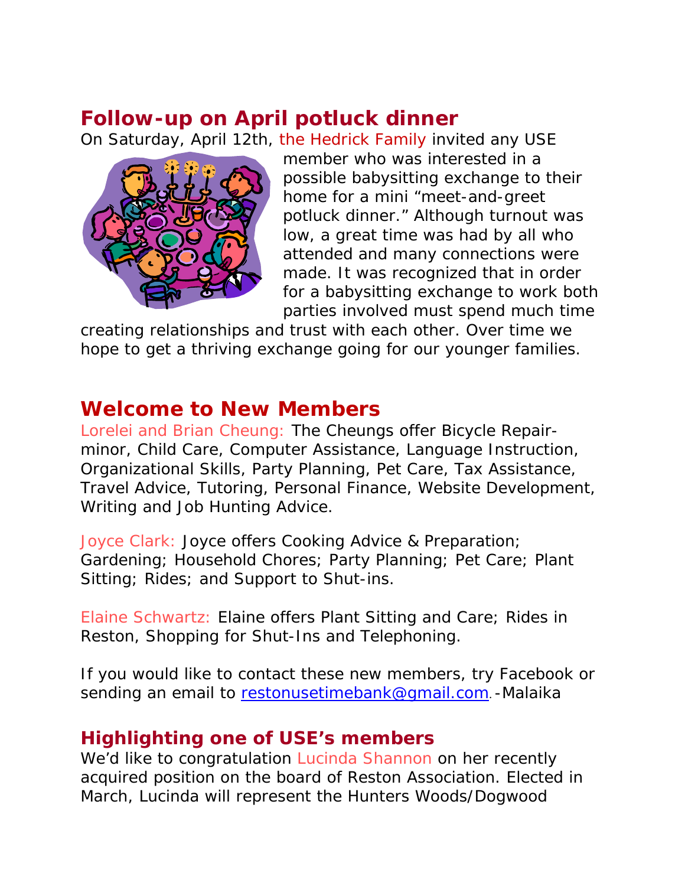## Follow-up on April potluck dinner

On Saturday, April 12th, the Hedrick Family invited any USE member who was interested in a possible babysitting exchange to their home for a mini "meet-and-greet potluck dinner." Although turnout was low, a great time was had by all who attended and many connections were made. It was recognized that in order for a babysitting exchange to work both parties involved must spend much time creating relationships and trust with each other. Over time we hope to get a thriving exchange going for our younger families.

## Welcome to New Members

Lorelei and Brian Cheung: The Cheungs offer Bicycle Repair-minor, Child Care, Computer Assistance, Language Instruction, Organizational Skills, Party Planning, Pet Care, Tax Assistance, Travel Advice, Tutoring, Personal Finance, Website Development, Writing and Job Hunting Advice.

Joyce Clark: Joyce offers Cooking Advice & Preparation; Gardening; Household Chores; Party Planning; Pet Care; Plant Sitting; Rides; and Support to Shut-ins.

Elaine Schwartz: Elaine offers Plant Sitting and Care; Rides in Reston, Shopping for Shut-Ins and Telephoning.

If you would like to contact these new members, try Facebook or sending an email to restonusetimebank@gmail.com. -Malaika

## Highlighting one of USE's members

We'd like to congratulation Lucinda Shannon on her recently acquired position on the board of Reston Association. Elected in March, Lucinda will represent the Hunters Woods/Dogwood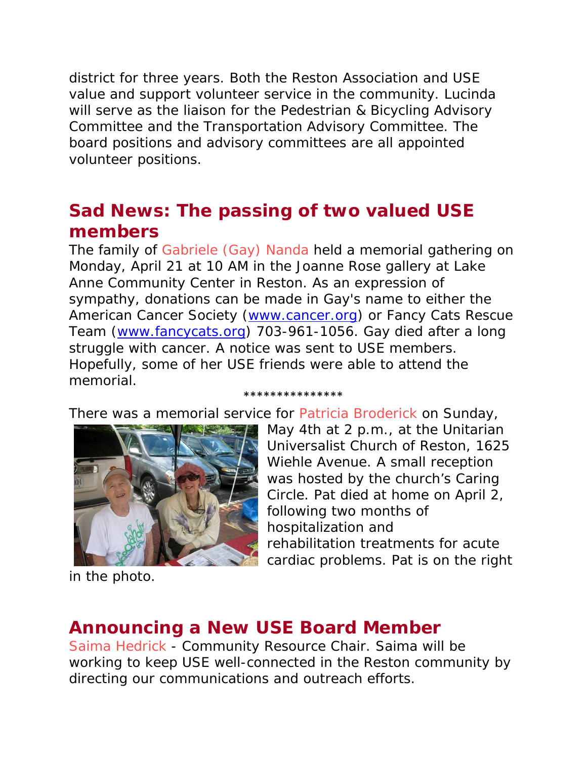district for three years. Both the Reston Association and USE value and support volunteer service in the community. Lucinda will serve as the liaison for the Pedestrian & Bicycling Advisory Committee and the Transportation Advisory Committee. The board positions and advisory committees are all appointed volunteer positions.

## Sad News: The passing of two valued USE members

The family of Gabriele (Gay) Nanda held a memorial gathering on Monday, April 21 at 10 AM in the Joanne Rose gallery at Lake Anne Community Center in Reston. As an expression of sympathy, donations can be made in Gay's name to either the American Cancer Society ([www.cancer.org](http://www.cancer.org)) or Fancy Cats Rescue Team ([www.fancycats.org](http://www.fancycats.org)) 703-961-1056. Gay died after a long struggle with cancer. A notice was sent to USE members. Hopefully, some of her USE friends were able to attend the memorial.

***************

There was a memorial service for Patricia Broderick on Sunday, May 4th at 2 p.m., at the Unitarian Universalist Church of Reston, 1625 Wiehle Avenue. A small reception was hosted by the church's Caring Circle. Pat died at home on April 2, following two months of hospitalization and rehabilitation treatments for acute cardiac problems. Pat is on the right in the photo.

## Announcing a New USE Board Member

Saima Hedrick - Community Resource Chair. Saima will be working to keep USE well-connected in the Reston community by directing our communications and outreach efforts.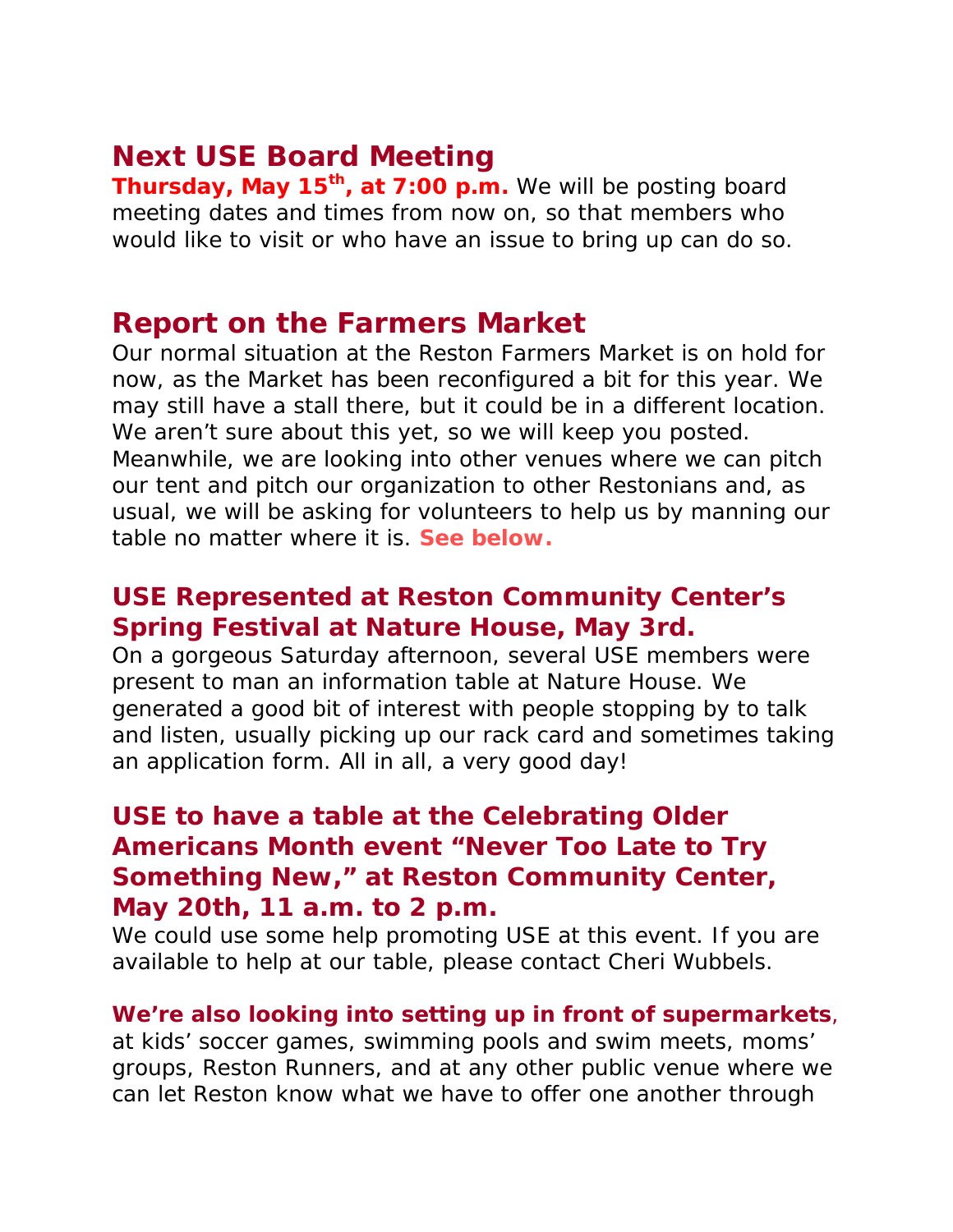## Next USE Board Meeting

**Thursday, May 15th, at 7:00 p.m.** We will be posting board meeting dates and times from now on, so that members who would like to visit or who have an issue to bring up can do so.

## Report on the Farmers Market

Our normal situation at the Reston Farmers Market is on hold for now, as the Market has been reconfigured a bit for this year. We may still have a stall there, but it could be in a different location. We aren't sure about this yet, so we will keep you posted. Meanwhile, we are looking into other venues where we can pitch our tent and pitch our organization to other Restonians and, as usual, we will be asking for volunteers to help us by manning our table no matter where it is. **See below.**

### USE Represented at Reston Community Center's Spring Festival at Nature House, May 3rd.

On a gorgeous Saturday afternoon, several USE members were present to man an information table at Nature House. We generated a good bit of interest with people stopping by to talk and listen, usually picking up our rack card and sometimes taking an application form. All in all, a very good day!

### USE to have a table at the Celebrating Older Americans Month event "Never Too Late to Try Something New," at Reston Community Center, May 20th, 11 a.m. to 2 p.m.

We could use some help promoting USE at this event. If you are available to help at our table, please contact Cheri Wubbels.

**We're also looking into setting up in front of supermarkets**, at kids' soccer games, swimming pools and swim meets, moms' groups, Reston Runners, and at any other public venue where we can let Reston know what we have to offer one another through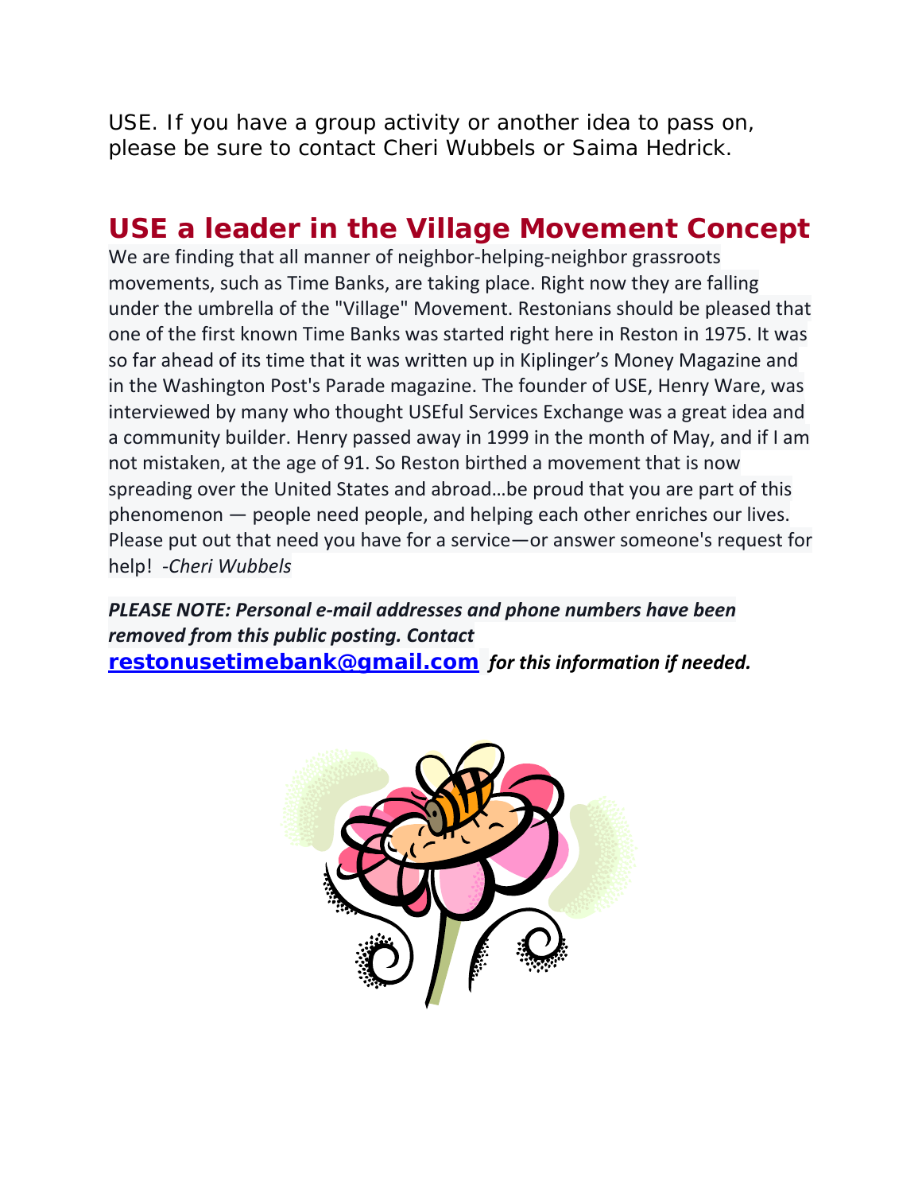USE. If you have a group activity or another idea to pass on, please be sure to contact Cheri Wubbels or Saima Hedrick.

## USE a leader in the Village Movement Concept

We are finding that all manner of neighbor-helping-neighbor grassroots movements, such as Time Banks, are taking place. Right now they are falling under the umbrella of the "Village" Movement. Restonians should be pleased that one of the first known Time Banks was started right here in Reston in 1975. It was so far ahead of its time that it was written up in Kiplinger's Money Magazine and in the Washington Post's Parade magazine. The founder of USE, Henry Ware, was interviewed by many who thought USEful Services Exchange was a great idea and a community builder. Henry passed away in 1999 in the month of May, and if I am not mistaken, at the age of 91. So Reston birthed a movement that is now spreading over the United States and abroad…be proud that you are part of this phenomenon — people need people, and helping each other enriches our lives. Please put out that need you have for a service—or answer someone's request for help!  *-Cheri Wubbels*

***PLEASE NOTE: Personal e-mail addresses and phone numbers have been removed from this public posting. Contact*** **restonusetimebank@gmail.com** ***for this information if needed.***